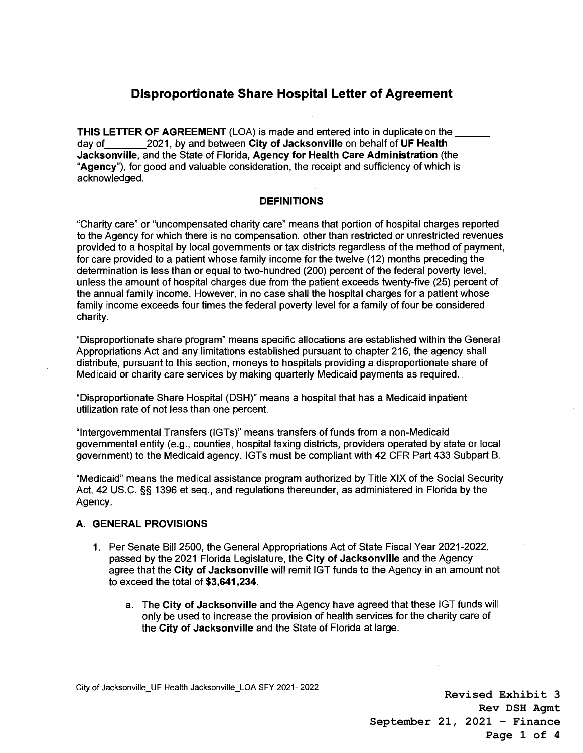# Disproportionate Share Hospital Letter of Agreement

**THIS LETTER OF AGREEMENT** (LOA) is made and entered into in duplicate on the ______ day of________2021, by and between **City of Jacksonville** on behalf of **UF Health Jacksonville**, and the State of Florida, **Agency for Health Care Administration** (the "**Agency**"), for good and valuable consideration, the receipt and sufficiency of which is acknowledged.

## DEFINITIONS

"Charity care" or "uncompensated charity care" means that portion of hospital charges reported to the Agency for which there is no compensation, other than restricted or unrestricted revenues provided to a hospital by local governments or tax districts regardless of the method of payment, for care provided to a patient whose family income for the twelve (12) months preceding the determination is less than or equal to two-hundred (200) percent of the federal poverty level, unless the amount of hospital charges due from the patient exceeds twenty-five (25) percent of the annual family income. However, in no case shall the hospital charges for a patient whose family income exceeds four times the federal poverty level for a family of four be considered charity.

"Disproportionate share program" means specific allocations are established within the General Appropriations Act and any limitations established pursuant to chapter 216, the agency shall distribute, pursuant to this section, moneys to hospitals providing a disproportionate share of Medicaid or charity care services by making quarterly Medicaid payments as required.

"Disproportionate Share Hospital (DSH)" means a hospital that has a Medicaid inpatient utilization rate of not less than one percent.

"Intergovernmental Transfers (IGTs)" means transfers of funds from a non-Medicaid governmental entity (e.g., counties, hospital taxing districts, providers operated by state or local government) to the Medicaid agency. IGTs must be compliant with 42 CFR Part 433 Subpart B.

"Medicaid" means the medical assistance program authorized by Title XIX of the Social Security Act, 42 US.C. §§ 1396 et seq., and regulations thereunder, as administered in Florida by the Agency.

## A. GENERAL PROVISIONS

1. Per Senate Bill 2500, the General Appropriations Act of State Fiscal Year 2021-2022, passed by the 2021 Florida Legislature, the **City of Jacksonville** and the Agency agree that the **City of Jacksonville** will remit IGT funds to the Agency in an amount not to exceed the total of **$3,641,234**.

    a. The **City of Jacksonville** and the Agency have agreed that these IGT funds will only be used to increase the provision of health services for the charity care of the **City of Jacksonville** and the State of Florida at large.

City of Jacksonville_UF Health Jacksonville_LOA SFY 2021- 2022

**Revised Exhibit 3**
**Rev DSH Agmt**
**September 21, 2021 - Finance**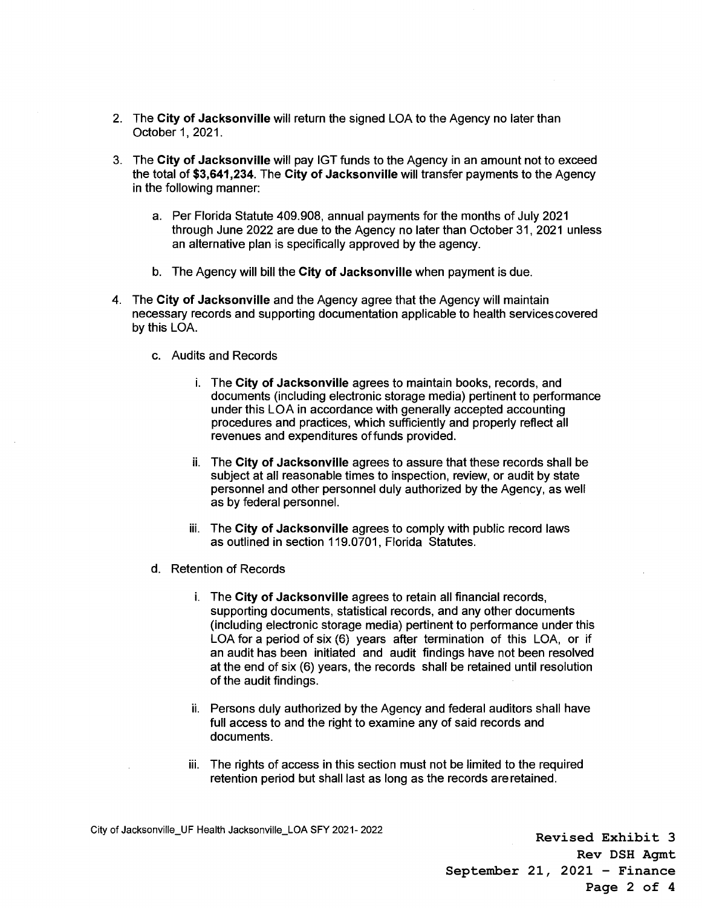2. The **City of Jacksonville** will return the signed LOA to the Agency no later than October 1, 2021.

3. The **City of Jacksonville** will pay IGT funds to the Agency in an amount not to exceed the total of **$3,641,234**. The **City of Jacksonville** will transfer payments to the Agency in the following manner:

   a. Per Florida Statute 409.908, annual payments for the months of July 2021 through June 2022 are due to the Agency no later than October 31, 2021 unless an alternative plan is specifically approved by the agency.

   b. The Agency will bill the **City of Jacksonville** when payment is due.

4. The **City of Jacksonville** and the Agency agree that the Agency will maintain necessary records and supporting documentation applicable to health services covered by this LOA.

   c. Audits and Records

      i. The **City of Jacksonville** agrees to maintain books, records, and documents (including electronic storage media) pertinent to performance under this LOA in accordance with generally accepted accounting procedures and practices, which sufficiently and properly reflect all revenues and expenditures of funds provided.

      ii. The **City of Jacksonville** agrees to assure that these records shall be subject at all reasonable times to inspection, review, or audit by state personnel and other personnel duly authorized by the Agency, as well as by federal personnel.

      iii. The **City of Jacksonville** agrees to comply with public record laws as outlined in section 119.0701, Florida Statutes.

   d. Retention of Records

      i. The **City of Jacksonville** agrees to retain all financial records, supporting documents, statistical records, and any other documents (including electronic storage media) pertinent to performance under this LOA for a period of six (6) years after termination of this LOA, or if an audit has been initiated and audit findings have not been resolved at the end of six (6) years, the records shall be retained until resolution of the audit findings.

      ii. Persons duly authorized by the Agency and federal auditors shall have full access to and the right to examine any of said records and documents.

      iii. The rights of access in this section must not be limited to the required retention period but shall last as long as the records are retained.

City of Jacksonville_UF Health Jacksonville_LOA SFY 2021- 2022

**Revised Exhibit 3**
**Rev DSH Agmt**
**September 21, 2021 - Finance**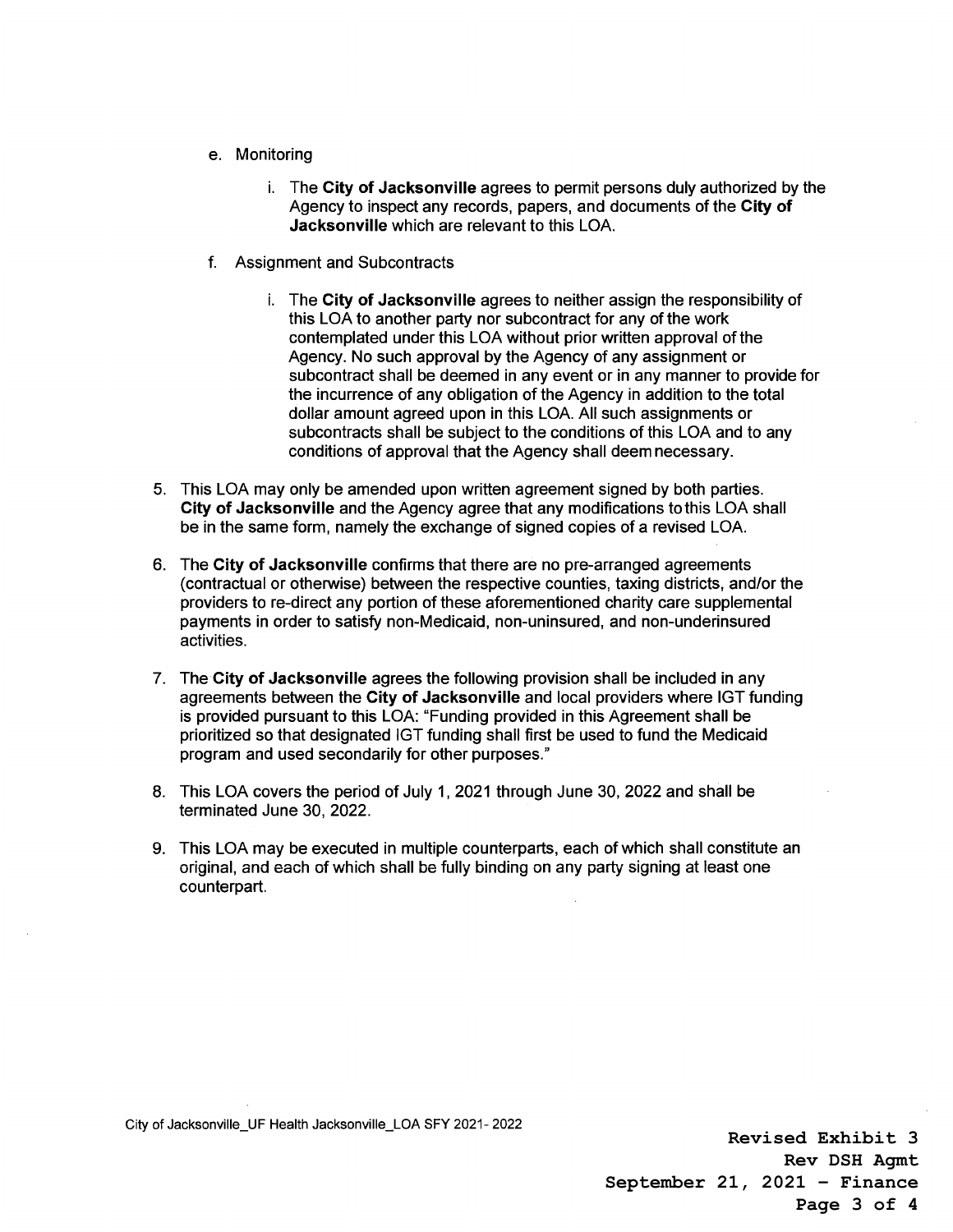e. Monitoring

   i. The **City of Jacksonville** agrees to permit persons duly authorized by the Agency to inspect any records, papers, and documents of the **City of Jacksonville** which are relevant to this LOA.

f. Assignment and Subcontracts

   i. The **City of Jacksonville** agrees to neither assign the responsibility of this LOA to another party nor subcontract for any of the work contemplated under this LOA without prior written approval of the Agency. No such approval by the Agency of any assignment or subcontract shall be deemed in any event or in any manner to provide for the incurrence of any obligation of the Agency in addition to the total dollar amount agreed upon in this LOA. All such assignments or subcontracts shall be subject to the conditions of this LOA and to any conditions of approval that the Agency shall deem necessary.

5. This LOA may only be amended upon written agreement signed by both parties. **City of Jacksonville** and the Agency agree that any modifications to this LOA shall be in the same form, namely the exchange of signed copies of a revised LOA.

6. The **City of Jacksonville** confirms that there are no pre-arranged agreements (contractual or otherwise) between the respective counties, taxing districts, and/or the providers to re-direct any portion of these aforementioned charity care supplemental payments in order to satisfy non-Medicaid, non-uninsured, and non-underinsured activities.

7. The **City of Jacksonville** agrees the following provision shall be included in any agreements between the **City of Jacksonville** and local providers where IGT funding is provided pursuant to this LOA: "Funding provided in this Agreement shall be prioritized so that designated IGT funding shall first be used to fund the Medicaid program and used secondarily for other purposes."

8. This LOA covers the period of July 1, 2021 through June 30, 2022 and shall be terminated June 30, 2022.

9. This LOA may be executed in multiple counterparts, each of which shall constitute an original, and each of which shall be fully binding on any party signing at least one counterpart.

City of Jacksonville_UF Health Jacksonville_LOA SFY 2021- 2022

**Revised Exhibit 3**
**Rev DSH Agmt**
**September 21, 2021 - Finance**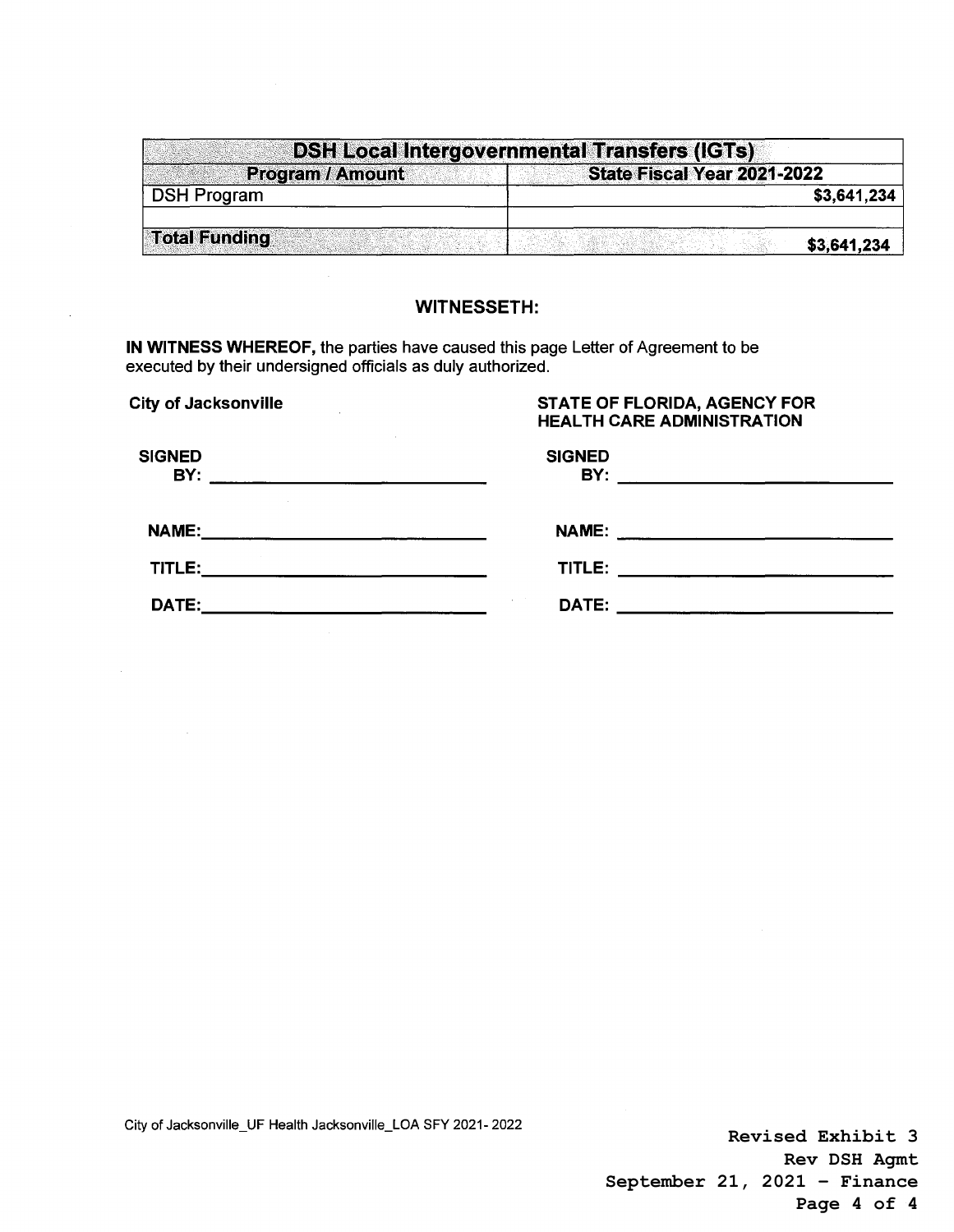| DSH Local Intergovernmental Transfers (IGTs) | |
|---|---|
| **Program / Amount** | **State Fiscal Year 2021-2022** |
| DSH Program | $3,641,234 |
| | |
| **Total Funding** | $3,641,234 |

## WITNESSETH:

**IN WITNESS WHEREOF,** the parties have caused this page Letter of Agreement to be executed by their undersigned officials as duly authorized.

**City of Jacksonville**

**SIGNED BY:** ____________________________

**NAME:** ____________________________

**TITLE:** ____________________________

**DATE:** ____________________________

**STATE OF FLORIDA, AGENCY FOR HEALTH CARE ADMINISTRATION**

**SIGNED BY:** ____________________________

**NAME:** ____________________________

**TITLE:** ____________________________

**DATE:** ____________________________

City of Jacksonville_UF Health Jacksonville_LOA SFY 2021- 2022

**Revised Exhibit 3**
**Rev DSH Agmt**
**September 21, 2021 - Finance**